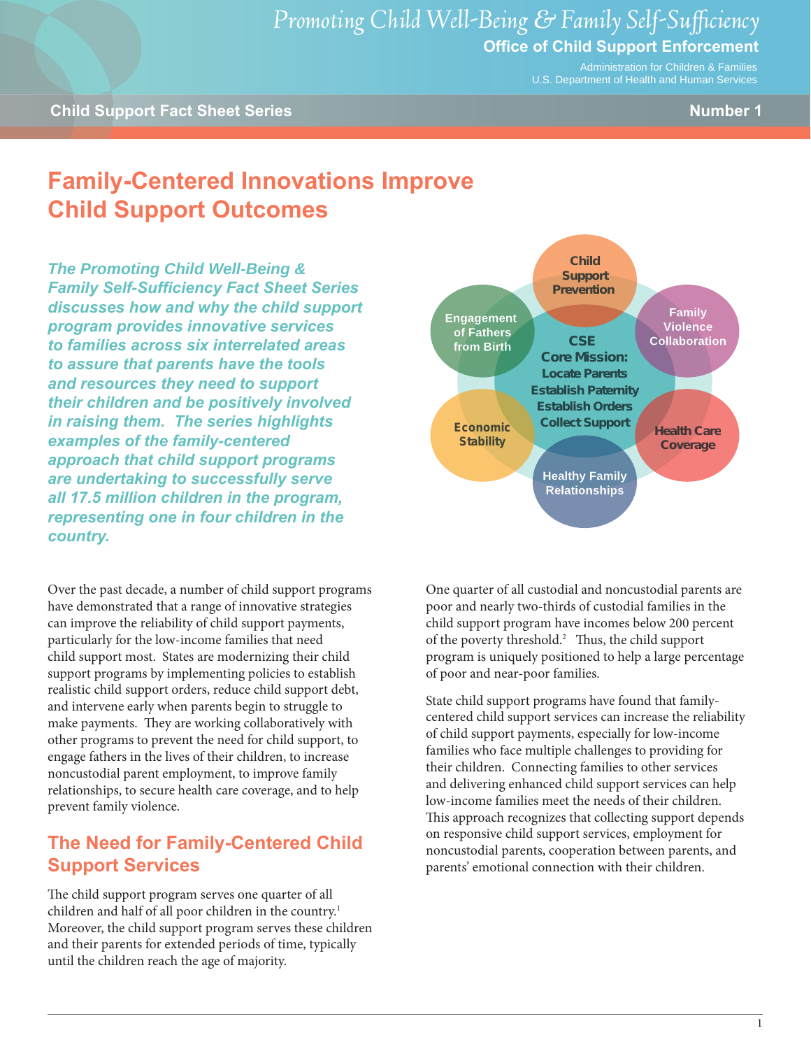Promoting Child Well-Being & Family Self-Sufficiency

**Office of Child Support Enforcement**

Administration for Children & Families
U.S. Department of Health and Human Services

**Child Support Fact Sheet Series** **Number 1**

# Family-Centered Innovations Improve Child Support Outcomes

***The Promoting Child Well-Being & Family Self-Sufficiency Fact Sheet Series discusses how and why the child support program provides innovative services to families across six interrelated areas to assure that parents have the tools and resources they need to support their children and be positively involved in raising them. The series highlights examples of the family-centered approach that child support programs are undertaking to successfully serve all 17.5 million children in the program, representing one in four children in the country.***

Child Support Prevention

Family Violence Collaboration

Health Care Coverage

Healthy Family Relationships

Economic Stability

Engagement of Fathers from Birth

**CSE Core Mission:** Locate Parents, Establish Paternity, Establish Orders, Collect Support

Over the past decade, a number of child support programs have demonstrated that a range of innovative strategies can improve the reliability of child support payments, particularly for the low-income families that need child support most. States are modernizing their child support programs by implementing policies to establish realistic child support orders, reduce child support debt, and intervene early when parents begin to struggle to make payments. They are working collaboratively with other programs to prevent the need for child support, to engage fathers in the lives of their children, to increase noncustodial parent employment, to improve family relationships, to secure health care coverage, and to help prevent family violence.

## The Need for Family-Centered Child Support Services

The child support program serves one quarter of all children and half of all poor children in the country.[1] Moreover, the child support program serves these children and their parents for extended periods of time, typically until the children reach the age of majority.

One quarter of all custodial and noncustodial parents are poor and nearly two-thirds of custodial families in the child support program have incomes below 200 percent of the poverty threshold.[2] Thus, the child support program is uniquely positioned to help a large percentage of poor and near-poor families.

State child support programs have found that family-centered child support services can increase the reliability of child support payments, especially for low-income families who face multiple challenges to providing for their children. Connecting families to other services and delivering enhanced child support services can help low-income families meet the needs of their children. This approach recognizes that collecting support depends on responsive child support services, employment for noncustodial parents, cooperation between parents, and parents' emotional connection with their children.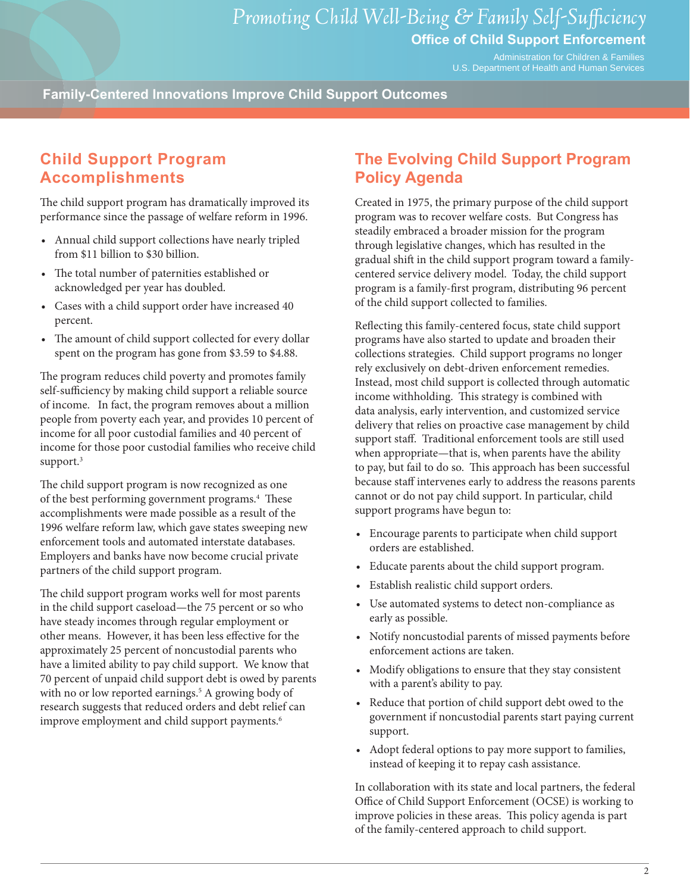## Child Support Program Accomplishments

The child support program has dramatically improved its performance since the passage of welfare reform in 1996.

- Annual child support collections have nearly tripled from $11 billion to $30 billion.
- The total number of paternities established or acknowledged per year has doubled.
- Cases with a child support order have increased 40 percent.
- The amount of child support collected for every dollar spent on the program has gone from $3.59 to $4.88.

The program reduces child poverty and promotes family self-sufficiency by making child support a reliable source of income. In fact, the program removes about a million people from poverty each year, and provides 10 percent of income for all poor custodial families and 40 percent of income for those poor custodial families who receive child support.[3]

The child support program is now recognized as one of the best performing government programs.[4] These accomplishments were made possible as a result of the 1996 welfare reform law, which gave states sweeping new enforcement tools and automated interstate databases. Employers and banks have now become crucial private partners of the child support program.

The child support program works well for most parents in the child support caseload—the 75 percent or so who have steady incomes through regular employment or other means. However, it has been less effective for the approximately 25 percent of noncustodial parents who have a limited ability to pay child support. We know that 70 percent of unpaid child support debt is owed by parents with no or low reported earnings.[5] A growing body of research suggests that reduced orders and debt relief can improve employment and child support payments.[6]

## The Evolving Child Support Program Policy Agenda

Created in 1975, the primary purpose of the child support program was to recover welfare costs. But Congress has steadily embraced a broader mission for the program through legislative changes, which has resulted in the gradual shift in the child support program toward a family-centered service delivery model. Today, the child support program is a family-first program, distributing 96 percent of the child support collected to families.

Reflecting this family-centered focus, state child support programs have also started to update and broaden their collections strategies. Child support programs no longer rely exclusively on debt-driven enforcement remedies. Instead, most child support is collected through automatic income withholding. This strategy is combined with data analysis, early intervention, and customized service delivery that relies on proactive case management by child support staff. Traditional enforcement tools are still used when appropriate—that is, when parents have the ability to pay, but fail to do so. This approach has been successful because staff intervenes early to address the reasons parents cannot or do not pay child support. In particular, child support programs have begun to:

- Encourage parents to participate when child support orders are established.
- Educate parents about the child support program.
- Establish realistic child support orders.
- Use automated systems to detect non-compliance as early as possible.
- Notify noncustodial parents of missed payments before enforcement actions are taken.
- Modify obligations to ensure that they stay consistent with a parent's ability to pay.
- Reduce that portion of child support debt owed to the government if noncustodial parents start paying current support.
- Adopt federal options to pay more support to families, instead of keeping it to repay cash assistance.

In collaboration with its state and local partners, the federal Office of Child Support Enforcement (OCSE) is working to improve policies in these areas. This policy agenda is part of the family-centered approach to child support.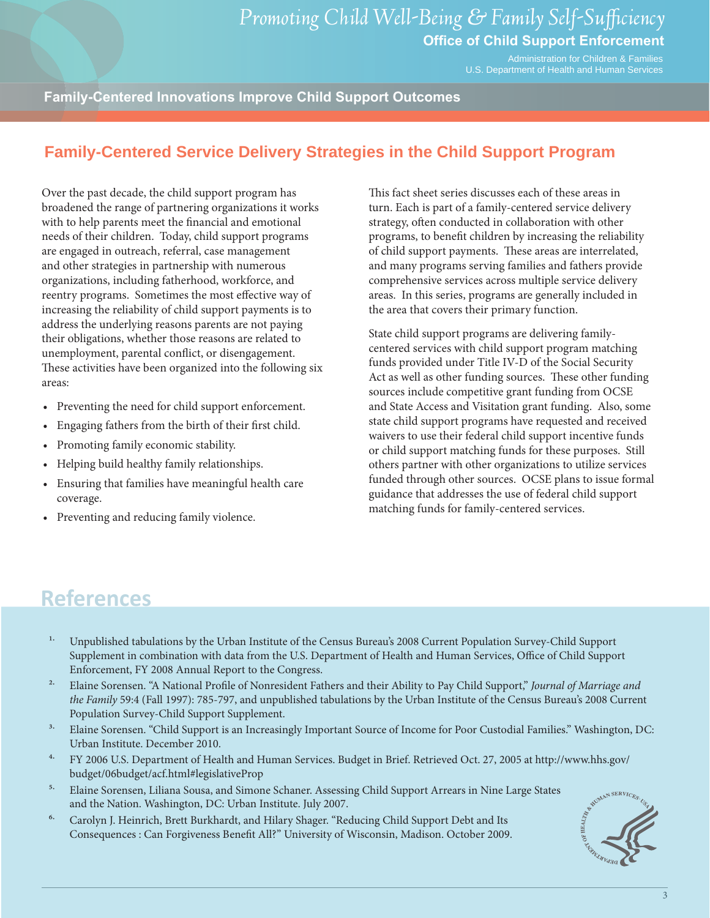# Family-Centered Innovations Improve Child Support Outcomes

## Family-Centered Service Delivery Strategies in the Child Support Program

Over the past decade, the child support program has broadened the range of partnering organizations it works with to help parents meet the financial and emotional needs of their children. Today, child support programs are engaged in outreach, referral, case management and other strategies in partnership with numerous organizations, including fatherhood, workforce, and reentry programs. Sometimes the most effective way of increasing the reliability of child support payments is to address the underlying reasons parents are not paying their obligations, whether those reasons are related to unemployment, parental conflict, or disengagement. These activities have been organized into the following six areas:

- Preventing the need for child support enforcement.
- Engaging fathers from the birth of their first child.
- Promoting family economic stability.
- Helping build healthy family relationships.
- Ensuring that families have meaningful health care coverage.
- Preventing and reducing family violence.

This fact sheet series discusses each of these areas in turn. Each is part of a family-centered service delivery strategy, often conducted in collaboration with other programs, to benefit children by increasing the reliability of child support payments. These areas are interrelated, and many programs serving families and fathers provide comprehensive services across multiple service delivery areas. In this series, programs are generally included in the area that covers their primary function.

State child support programs are delivering family-centered services with child support program matching funds provided under Title IV-D of the Social Security Act as well as other funding sources. These other funding sources include competitive grant funding from OCSE and State Access and Visitation grant funding. Also, some state child support programs have requested and received waivers to use their federal child support incentive funds or child support matching funds for these purposes. Still others partner with other organizations to utilize services funded through other sources. OCSE plans to issue formal guidance that addresses the use of federal child support matching funds for family-centered services.

## References

1. Unpublished tabulations by the Urban Institute of the Census Bureau's 2008 Current Population Survey-Child Support Supplement in combination with data from the U.S. Department of Health and Human Services, Office of Child Support Enforcement, FY 2008 Annual Report to the Congress.
2. Elaine Sorensen. "A National Profile of Nonresident Fathers and their Ability to Pay Child Support," *Journal of Marriage and the Family* 59:4 (Fall 1997): 785-797, and unpublished tabulations by the Urban Institute of the Census Bureau's 2008 Current Population Survey-Child Support Supplement.
3. Elaine Sorensen. "Child Support is an Increasingly Important Source of Income for Poor Custodial Families." Washington, DC: Urban Institute. December 2010.
4. FY 2006 U.S. Department of Health and Human Services. Budget in Brief. Retrieved Oct. 27, 2005 at http://www.hhs.gov/budget/06budget/acf.html#legislativeProp
5. Elaine Sorensen, Liliana Sousa, and Simone Schaner. Assessing Child Support Arrears in Nine Large States and the Nation. Washington, DC: Urban Institute. July 2007.
6. Carolyn J. Heinrich, Brett Burkhardt, and Hilary Shager. "Reducing Child Support Debt and Its Consequences : Can Forgiveness Benefit All?" University of Wisconsin, Madison. October 2009.